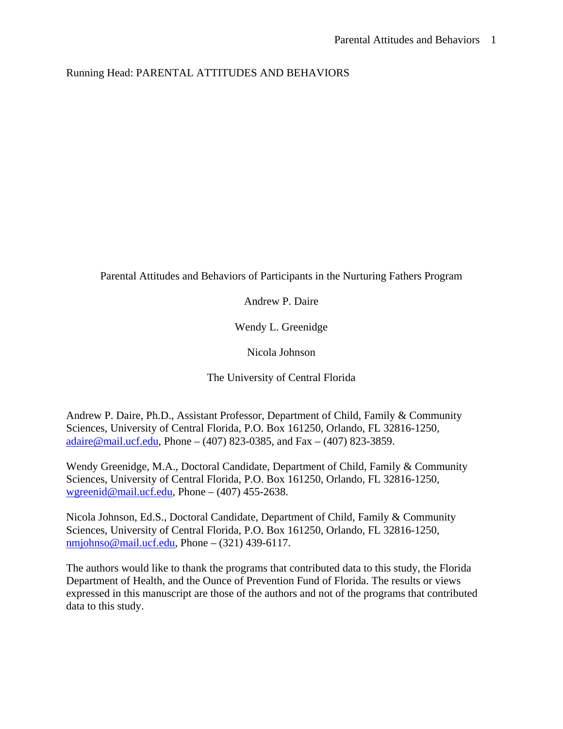Running Head: PARENTAL ATTITUDES AND BEHAVIORS

# Parental Attitudes and Behaviors of Participants in the Nurturing Fathers Program

Andrew P. Daire

Wendy L. Greenidge

Nicola Johnson

The University of Central Florida

Andrew P. Daire, Ph.D., Assistant Professor, Department of Child, Family & Community Sciences, University of Central Florida, P.O. Box 161250, Orlando, FL 32816-1250, adaire@mail.ucf.edu, Phone – (407) 823-0385, and Fax – (407) 823-3859.

Wendy Greenidge, M.A., Doctoral Candidate, Department of Child, Family & Community Sciences, University of Central Florida, P.O. Box 161250, Orlando, FL 32816-1250, wgreenid@mail.ucf.edu, Phone – (407) 455-2638.

Nicola Johnson, Ed.S., Doctoral Candidate, Department of Child, Family & Community Sciences, University of Central Florida, P.O. Box 161250, Orlando, FL 32816-1250, nmjohnso@mail.ucf.edu, Phone – (321) 439-6117.

The authors would like to thank the programs that contributed data to this study, the Florida Department of Health, and the Ounce of Prevention Fund of Florida. The results or views expressed in this manuscript are those of the authors and not of the programs that contributed data to this study.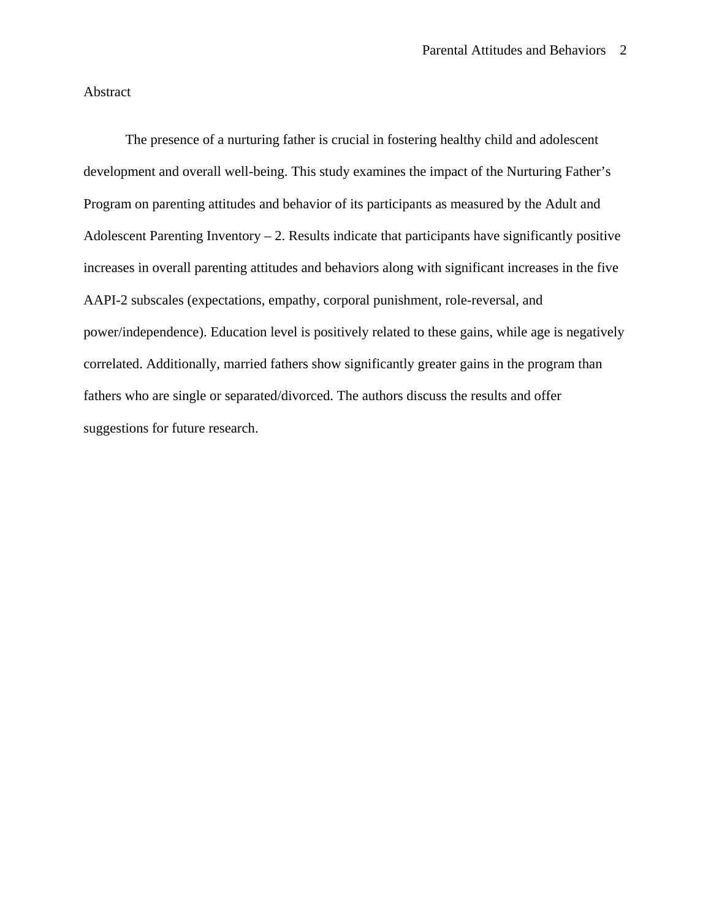## Abstract

The presence of a nurturing father is crucial in fostering healthy child and adolescent development and overall well-being. This study examines the impact of the Nurturing Father's Program on parenting attitudes and behavior of its participants as measured by the Adult and Adolescent Parenting Inventory – 2. Results indicate that participants have significantly positive increases in overall parenting attitudes and behaviors along with significant increases in the five AAPI-2 subscales (expectations, empathy, corporal punishment, role-reversal, and power/independence). Education level is positively related to these gains, while age is negatively correlated. Additionally, married fathers show significantly greater gains in the program than fathers who are single or separated/divorced. The authors discuss the results and offer suggestions for future research.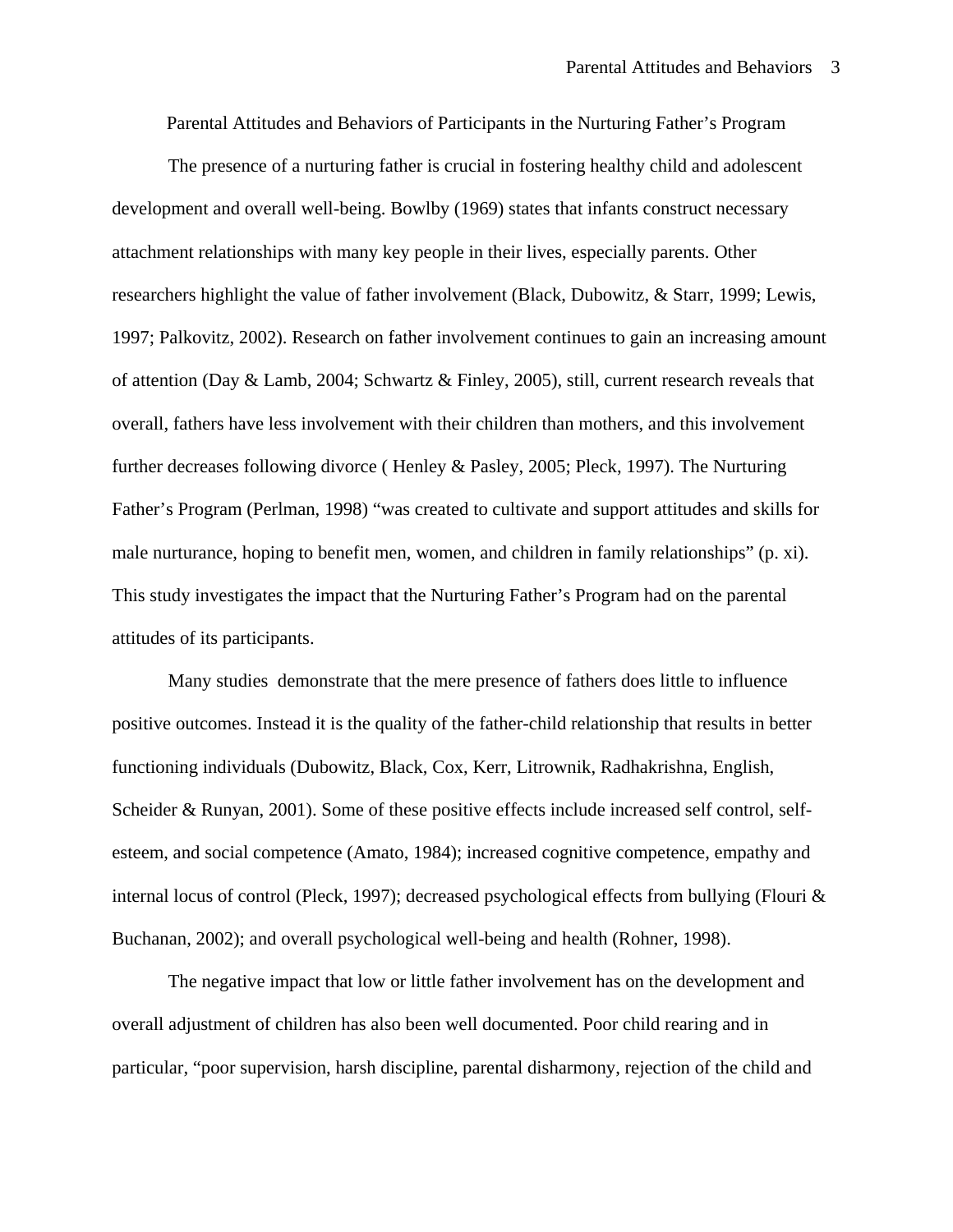# Parental Attitudes and Behaviors of Participants in the Nurturing Father's Program

The presence of a nurturing father is crucial in fostering healthy child and adolescent development and overall well-being. Bowlby (1969) states that infants construct necessary attachment relationships with many key people in their lives, especially parents. Other researchers highlight the value of father involvement (Black, Dubowitz, & Starr, 1999; Lewis, 1997; Palkovitz, 2002). Research on father involvement continues to gain an increasing amount of attention (Day & Lamb, 2004; Schwartz & Finley, 2005), still, current research reveals that overall, fathers have less involvement with their children than mothers, and this involvement further decreases following divorce ( Henley & Pasley, 2005; Pleck, 1997). The Nurturing Father's Program (Perlman, 1998) "was created to cultivate and support attitudes and skills for male nurturance, hoping to benefit men, women, and children in family relationships" (p. xi). This study investigates the impact that the Nurturing Father's Program had on the parental attitudes of its participants.

Many studies  demonstrate that the mere presence of fathers does little to influence positive outcomes. Instead it is the quality of the father-child relationship that results in better functioning individuals (Dubowitz, Black, Cox, Kerr, Litrownik, Radhakrishna, English, Scheider & Runyan, 2001). Some of these positive effects include increased self control, self-esteem, and social competence (Amato, 1984); increased cognitive competence, empathy and internal locus of control (Pleck, 1997); decreased psychological effects from bullying (Flouri & Buchanan, 2002); and overall psychological well-being and health (Rohner, 1998).

The negative impact that low or little father involvement has on the development and overall adjustment of children has also been well documented. Poor child rearing and in particular, "poor supervision, harsh discipline, parental disharmony, rejection of the child and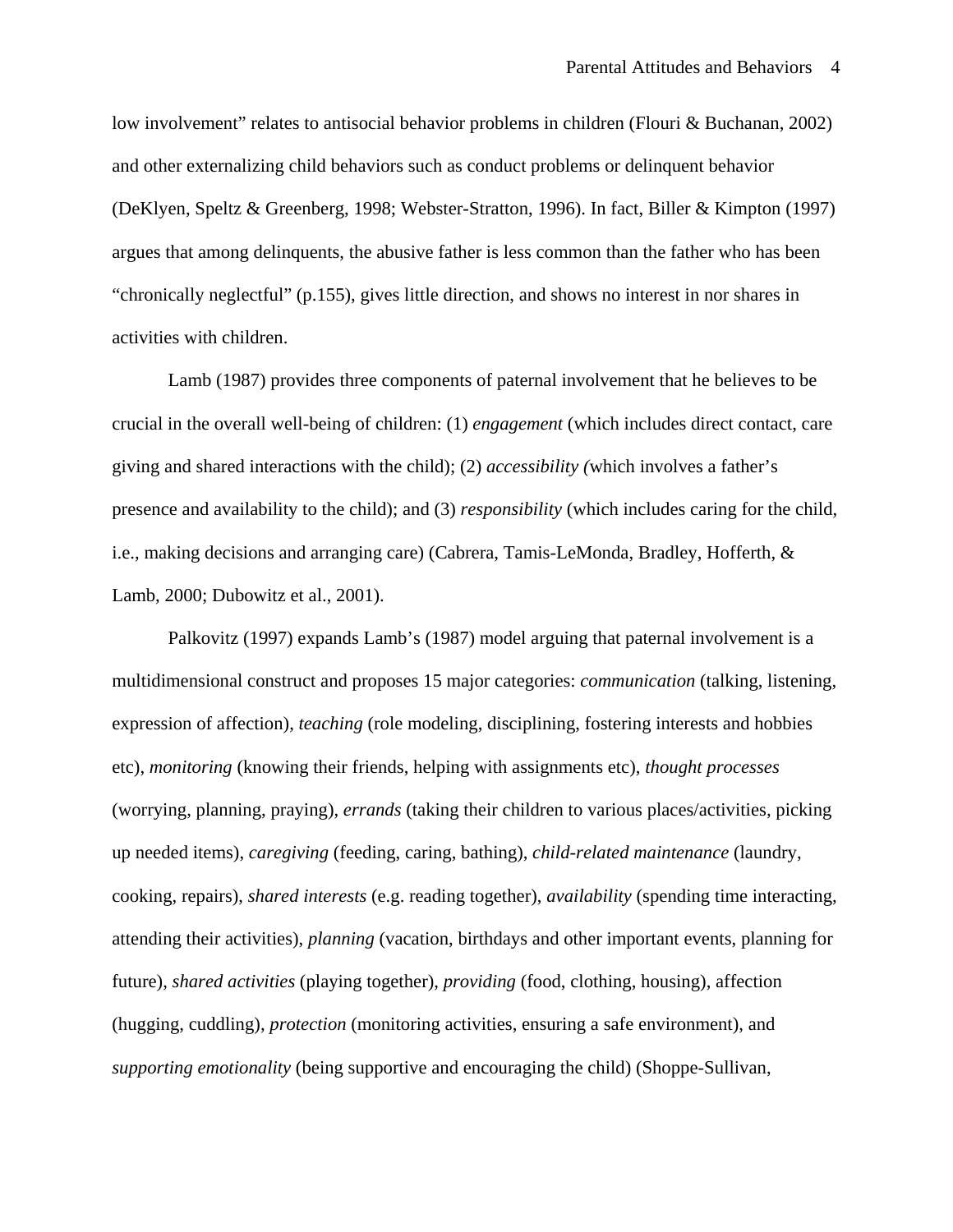low involvement" relates to antisocial behavior problems in children (Flouri & Buchanan, 2002) and other externalizing child behaviors such as conduct problems or delinquent behavior (DeKlyen, Speltz & Greenberg, 1998; Webster-Stratton, 1996). In fact, Biller & Kimpton (1997) argues that among delinquents, the abusive father is less common than the father who has been "chronically neglectful" (p.155), gives little direction, and shows no interest in nor shares in activities with children.

Lamb (1987) provides three components of paternal involvement that he believes to be crucial in the overall well-being of children: (1) *engagement* (which includes direct contact, care giving and shared interactions with the child); (2) *accessibility (*which involves a father's presence and availability to the child); and (3) *responsibility* (which includes caring for the child, i.e., making decisions and arranging care) (Cabrera, Tamis-LeMonda, Bradley, Hofferth, & Lamb, 2000; Dubowitz et al., 2001).

Palkovitz (1997) expands Lamb's (1987) model arguing that paternal involvement is a multidimensional construct and proposes 15 major categories: *communication* (talking, listening, expression of affection), *teaching* (role modeling, disciplining, fostering interests and hobbies etc), *monitoring* (knowing their friends, helping with assignments etc), *thought processes* (worrying, planning, praying), *errands* (taking their children to various places/activities, picking up needed items), *caregiving* (feeding, caring, bathing), *child-related maintenance* (laundry, cooking, repairs), *shared interests* (e.g. reading together), *availability* (spending time interacting, attending their activities), *planning* (vacation, birthdays and other important events, planning for future), *shared activities* (playing together), *providing* (food, clothing, housing), affection (hugging, cuddling), *protection* (monitoring activities, ensuring a safe environment), and *supporting emotionality* (being supportive and encouraging the child) (Shoppe-Sullivan,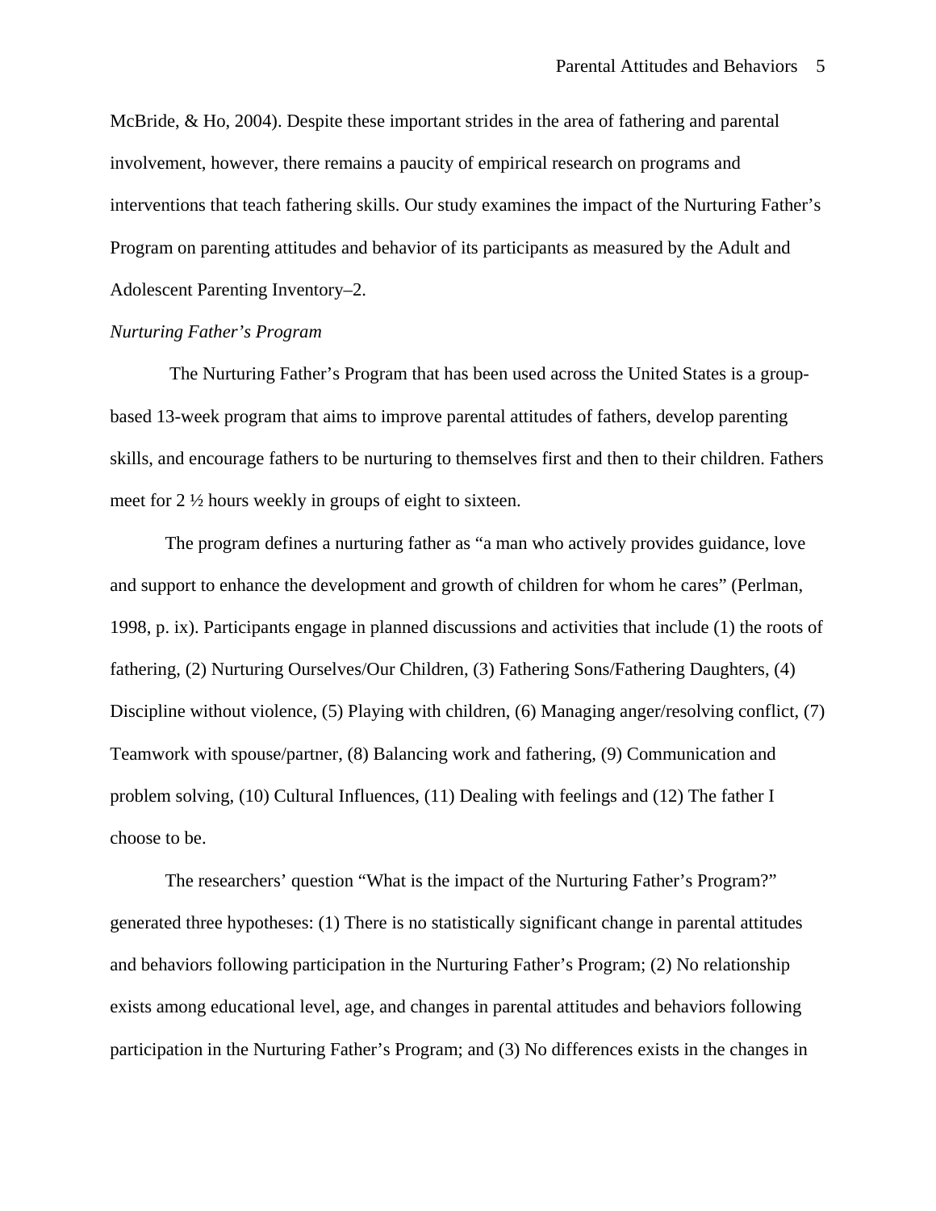McBride, & Ho, 2004). Despite these important strides in the area of fathering and parental involvement, however, there remains a paucity of empirical research on programs and interventions that teach fathering skills. Our study examines the impact of the Nurturing Father's Program on parenting attitudes and behavior of its participants as measured by the Adult and Adolescent Parenting Inventory–2.

*Nurturing Father's Program*

The Nurturing Father's Program that has been used across the United States is a group-based 13-week program that aims to improve parental attitudes of fathers, develop parenting skills, and encourage fathers to be nurturing to themselves first and then to their children. Fathers meet for 2 ½ hours weekly in groups of eight to sixteen.

The program defines a nurturing father as "a man who actively provides guidance, love and support to enhance the development and growth of children for whom he cares" (Perlman, 1998, p. ix). Participants engage in planned discussions and activities that include (1) the roots of fathering, (2) Nurturing Ourselves/Our Children, (3) Fathering Sons/Fathering Daughters, (4) Discipline without violence, (5) Playing with children, (6) Managing anger/resolving conflict, (7) Teamwork with spouse/partner, (8) Balancing work and fathering, (9) Communication and problem solving, (10) Cultural Influences, (11) Dealing with feelings and (12) The father I choose to be.

The researchers' question "What is the impact of the Nurturing Father's Program?" generated three hypotheses: (1) There is no statistically significant change in parental attitudes and behaviors following participation in the Nurturing Father's Program; (2) No relationship exists among educational level, age, and changes in parental attitudes and behaviors following participation in the Nurturing Father's Program; and (3) No differences exists in the changes in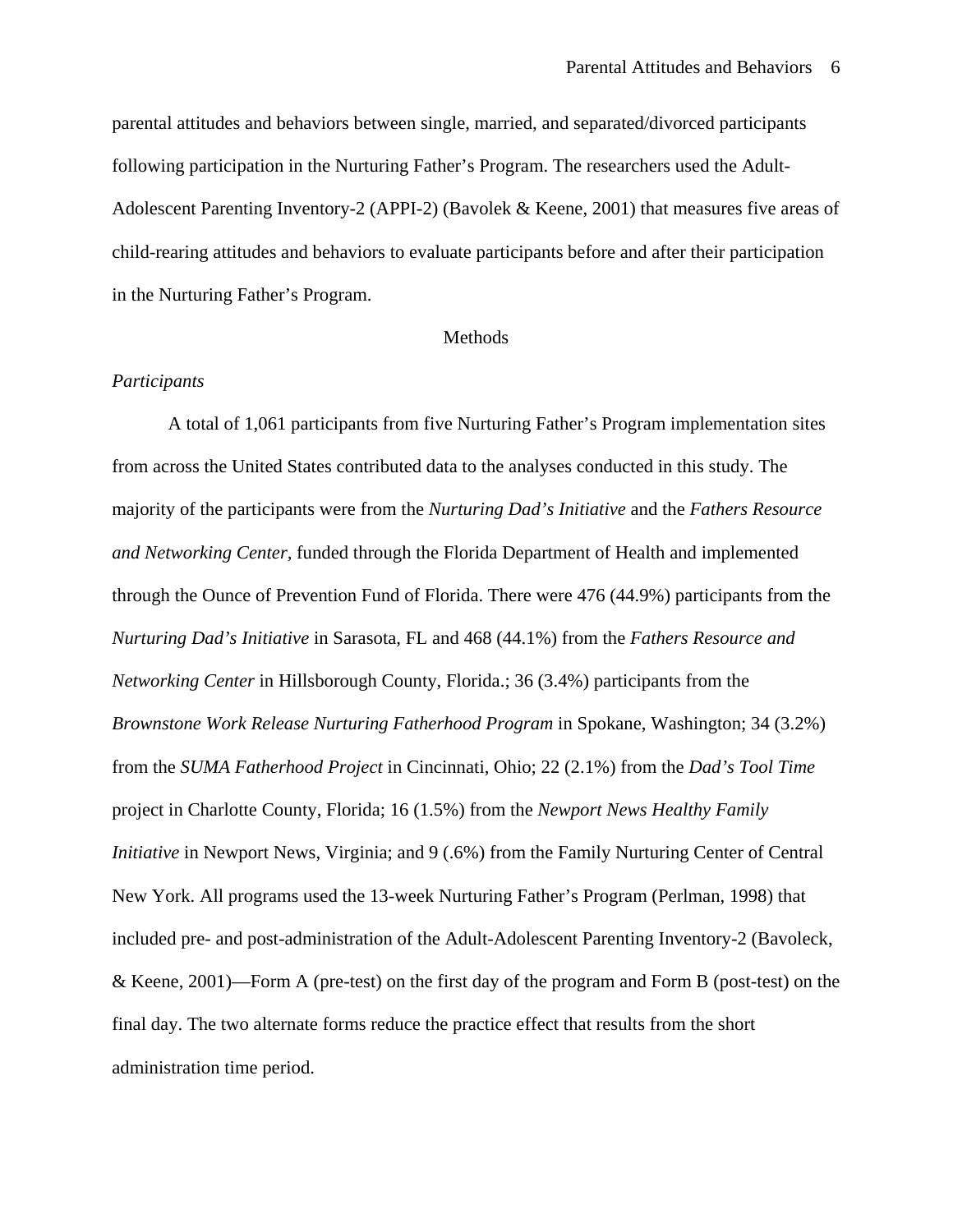parental attitudes and behaviors between single, married, and separated/divorced participants following participation in the Nurturing Father's Program. The researchers used the Adult-Adolescent Parenting Inventory-2 (APPI-2) (Bavolek & Keene, 2001) that measures five areas of child-rearing attitudes and behaviors to evaluate participants before and after their participation in the Nurturing Father's Program.

## Methods

### *Participants*

A total of 1,061 participants from five Nurturing Father's Program implementation sites from across the United States contributed data to the analyses conducted in this study. The majority of the participants were from the *Nurturing Dad's Initiative* and the *Fathers Resource and Networking Center*, funded through the Florida Department of Health and implemented through the Ounce of Prevention Fund of Florida. There were 476 (44.9%) participants from the *Nurturing Dad's Initiative* in Sarasota, FL and 468 (44.1%) from the *Fathers Resource and Networking Center* in Hillsborough County, Florida.; 36 (3.4%) participants from the *Brownstone Work Release Nurturing Fatherhood Program* in Spokane, Washington; 34 (3.2%) from the *SUMA Fatherhood Project* in Cincinnati, Ohio; 22 (2.1%) from the *Dad's Tool Time* project in Charlotte County, Florida; 16 (1.5%) from the *Newport News Healthy Family Initiative* in Newport News, Virginia; and 9 (.6%) from the Family Nurturing Center of Central New York. All programs used the 13-week Nurturing Father's Program (Perlman, 1998) that included pre- and post-administration of the Adult-Adolescent Parenting Inventory-2 (Bavoleck, & Keene, 2001)—Form A (pre-test) on the first day of the program and Form B (post-test) on the final day. The two alternate forms reduce the practice effect that results from the short administration time period.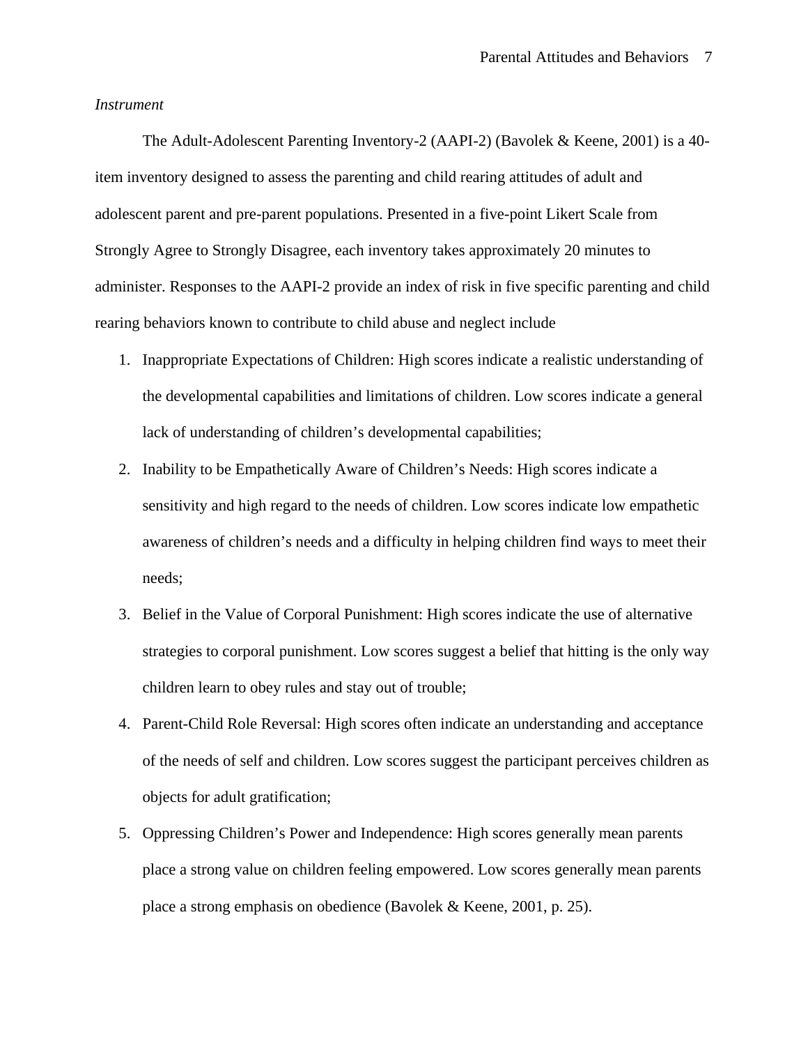*Instrument*

The Adult-Adolescent Parenting Inventory-2 (AAPI-2) (Bavolek & Keene, 2001) is a 40-item inventory designed to assess the parenting and child rearing attitudes of adult and adolescent parent and pre-parent populations. Presented in a five-point Likert Scale from Strongly Agree to Strongly Disagree, each inventory takes approximately 20 minutes to administer. Responses to the AAPI-2 provide an index of risk in five specific parenting and child rearing behaviors known to contribute to child abuse and neglect include

1. Inappropriate Expectations of Children: High scores indicate a realistic understanding of the developmental capabilities and limitations of children. Low scores indicate a general lack of understanding of children's developmental capabilities;
2. Inability to be Empathetically Aware of Children's Needs: High scores indicate a sensitivity and high regard to the needs of children. Low scores indicate low empathetic awareness of children's needs and a difficulty in helping children find ways to meet their needs;
3. Belief in the Value of Corporal Punishment: High scores indicate the use of alternative strategies to corporal punishment. Low scores suggest a belief that hitting is the only way children learn to obey rules and stay out of trouble;
4. Parent-Child Role Reversal: High scores often indicate an understanding and acceptance of the needs of self and children. Low scores suggest the participant perceives children as objects for adult gratification;
5. Oppressing Children's Power and Independence: High scores generally mean parents place a strong value on children feeling empowered. Low scores generally mean parents place a strong emphasis on obedience (Bavolek & Keene, 2001, p. 25).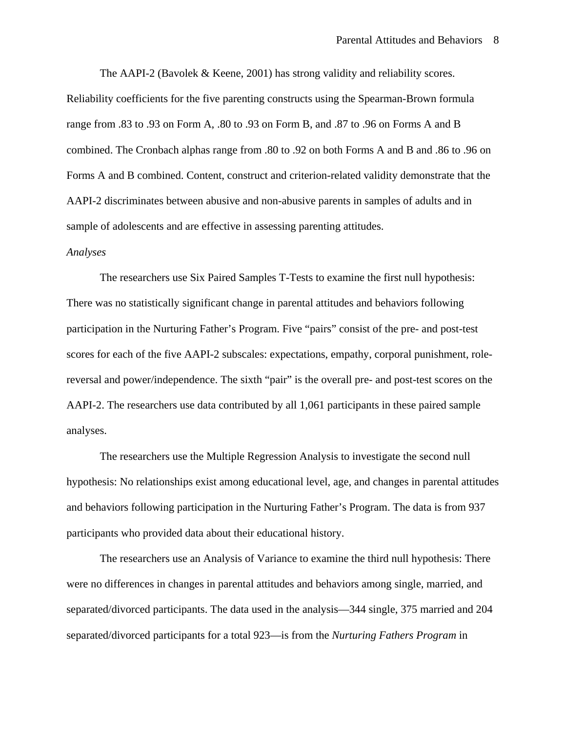The AAPI-2 (Bavolek & Keene, 2001) has strong validity and reliability scores. Reliability coefficients for the five parenting constructs using the Spearman-Brown formula range from .83 to .93 on Form A, .80 to .93 on Form B, and .87 to .96 on Forms A and B combined. The Cronbach alphas range from .80 to .92 on both Forms A and B and .86 to .96 on Forms A and B combined. Content, construct and criterion-related validity demonstrate that the AAPI-2 discriminates between abusive and non-abusive parents in samples of adults and in sample of adolescents and are effective in assessing parenting attitudes.

*Analyses*

The researchers use Six Paired Samples T-Tests to examine the first null hypothesis: There was no statistically significant change in parental attitudes and behaviors following participation in the Nurturing Father's Program. Five "pairs" consist of the pre- and post-test scores for each of the five AAPI-2 subscales: expectations, empathy, corporal punishment, role-reversal and power/independence. The sixth "pair" is the overall pre- and post-test scores on the AAPI-2. The researchers use data contributed by all 1,061 participants in these paired sample analyses.

The researchers use the Multiple Regression Analysis to investigate the second null hypothesis: No relationships exist among educational level, age, and changes in parental attitudes and behaviors following participation in the Nurturing Father's Program. The data is from 937 participants who provided data about their educational history.

The researchers use an Analysis of Variance to examine the third null hypothesis: There were no differences in changes in parental attitudes and behaviors among single, married, and separated/divorced participants. The data used in the analysis—344 single, 375 married and 204 separated/divorced participants for a total 923—is from the *Nurturing Fathers Program* in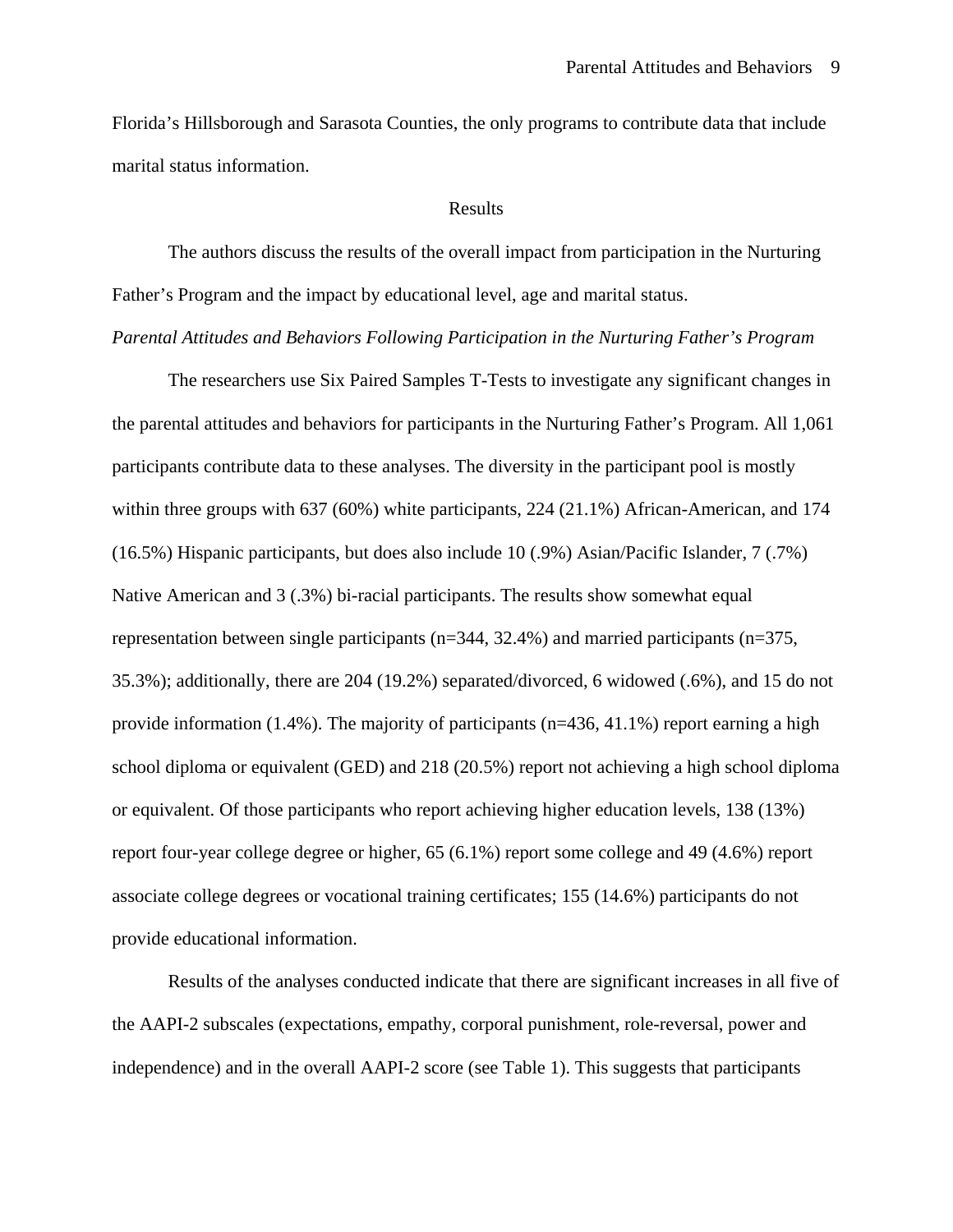Florida's Hillsborough and Sarasota Counties, the only programs to contribute data that include marital status information.

## Results

The authors discuss the results of the overall impact from participation in the Nurturing Father's Program and the impact by educational level, age and marital status.

### *Parental Attitudes and Behaviors Following Participation in the Nurturing Father's Program*

The researchers use Six Paired Samples T-Tests to investigate any significant changes in the parental attitudes and behaviors for participants in the Nurturing Father's Program. All 1,061 participants contribute data to these analyses. The diversity in the participant pool is mostly within three groups with 637 (60%) white participants, 224 (21.1%) African-American, and 174 (16.5%) Hispanic participants, but does also include 10 (.9%) Asian/Pacific Islander, 7 (.7%) Native American and 3 (.3%) bi-racial participants. The results show somewhat equal representation between single participants (n=344, 32.4%) and married participants (n=375, 35.3%); additionally, there are 204 (19.2%) separated/divorced, 6 widowed (.6%), and 15 do not provide information (1.4%). The majority of participants (n=436, 41.1%) report earning a high school diploma or equivalent (GED) and 218 (20.5%) report not achieving a high school diploma or equivalent. Of those participants who report achieving higher education levels, 138 (13%) report four-year college degree or higher, 65 (6.1%) report some college and 49 (4.6%) report associate college degrees or vocational training certificates; 155 (14.6%) participants do not provide educational information.

Results of the analyses conducted indicate that there are significant increases in all five of the AAPI-2 subscales (expectations, empathy, corporal punishment, role-reversal, power and independence) and in the overall AAPI-2 score (see Table 1). This suggests that participants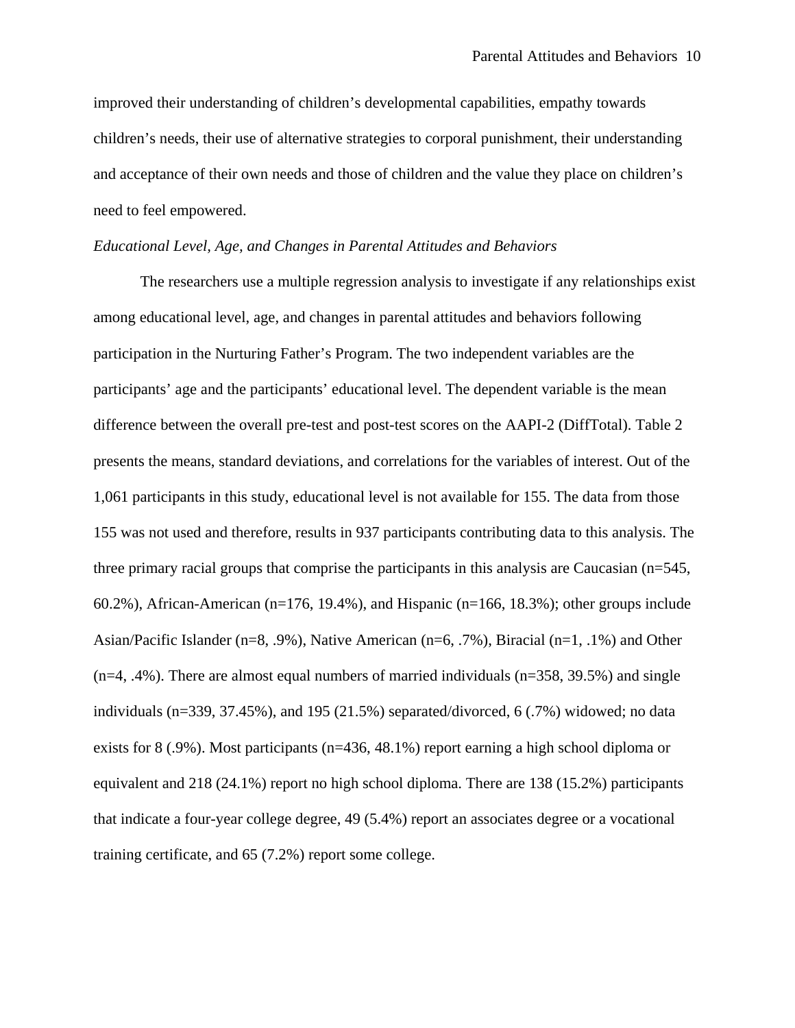improved their understanding of children's developmental capabilities, empathy towards children's needs, their use of alternative strategies to corporal punishment, their understanding and acceptance of their own needs and those of children and the value they place on children's need to feel empowered.

*Educational Level, Age, and Changes in Parental Attitudes and Behaviors*

The researchers use a multiple regression analysis to investigate if any relationships exist among educational level, age, and changes in parental attitudes and behaviors following participation in the Nurturing Father's Program. The two independent variables are the participants' age and the participants' educational level. The dependent variable is the mean difference between the overall pre-test and post-test scores on the AAPI-2 (DiffTotal). Table 2 presents the means, standard deviations, and correlations for the variables of interest. Out of the 1,061 participants in this study, educational level is not available for 155. The data from those 155 was not used and therefore, results in 937 participants contributing data to this analysis. The three primary racial groups that comprise the participants in this analysis are Caucasian (n=545, 60.2%), African-American (n=176, 19.4%), and Hispanic (n=166, 18.3%); other groups include Asian/Pacific Islander (n=8, .9%), Native American (n=6, .7%), Biracial (n=1, .1%) and Other (n=4, .4%). There are almost equal numbers of married individuals (n=358, 39.5%) and single individuals (n=339, 37.45%), and 195 (21.5%) separated/divorced, 6 (.7%) widowed; no data exists for 8 (.9%). Most participants (n=436, 48.1%) report earning a high school diploma or equivalent and 218 (24.1%) report no high school diploma. There are 138 (15.2%) participants that indicate a four-year college degree, 49 (5.4%) report an associates degree or a vocational training certificate, and 65 (7.2%) report some college.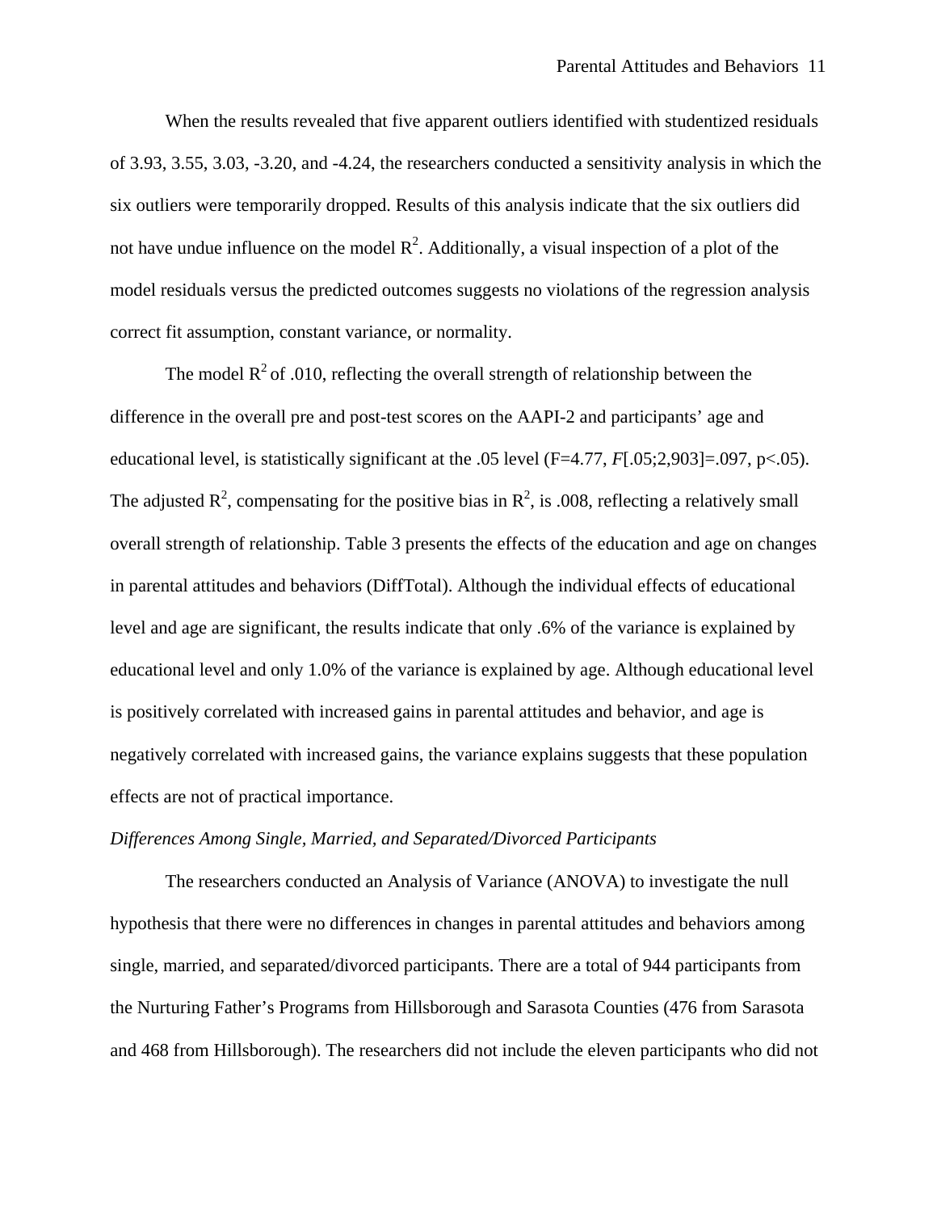When the results revealed that five apparent outliers identified with studentized residuals of 3.93, 3.55, 3.03, -3.20, and -4.24, the researchers conducted a sensitivity analysis in which the six outliers were temporarily dropped. Results of this analysis indicate that the six outliers did not have undue influence on the model $R^2$. Additionally, a visual inspection of a plot of the model residuals versus the predicted outcomes suggests no violations of the regression analysis correct fit assumption, constant variance, or normality.

The model $R^2$ of .010, reflecting the overall strength of relationship between the difference in the overall pre and post-test scores on the AAPI-2 and participants' age and educational level, is statistically significant at the .05 level ($F$=4.77, $F$[.05;2,903]=.097, $p$<.05). The adjusted $R^2$, compensating for the positive bias in $R^2$, is .008, reflecting a relatively small overall strength of relationship. Table 3 presents the effects of the education and age on changes in parental attitudes and behaviors (DiffTotal). Although the individual effects of educational level and age are significant, the results indicate that only .6% of the variance is explained by educational level and only 1.0% of the variance is explained by age. Although educational level is positively correlated with increased gains in parental attitudes and behavior, and age is negatively correlated with increased gains, the variance explains suggests that these population effects are not of practical importance.

*Differences Among Single, Married, and Separated/Divorced Participants*

The researchers conducted an Analysis of Variance (ANOVA) to investigate the null hypothesis that there were no differences in changes in parental attitudes and behaviors among single, married, and separated/divorced participants. There are a total of 944 participants from the Nurturing Father's Programs from Hillsborough and Sarasota Counties (476 from Sarasota and 468 from Hillsborough). The researchers did not include the eleven participants who did not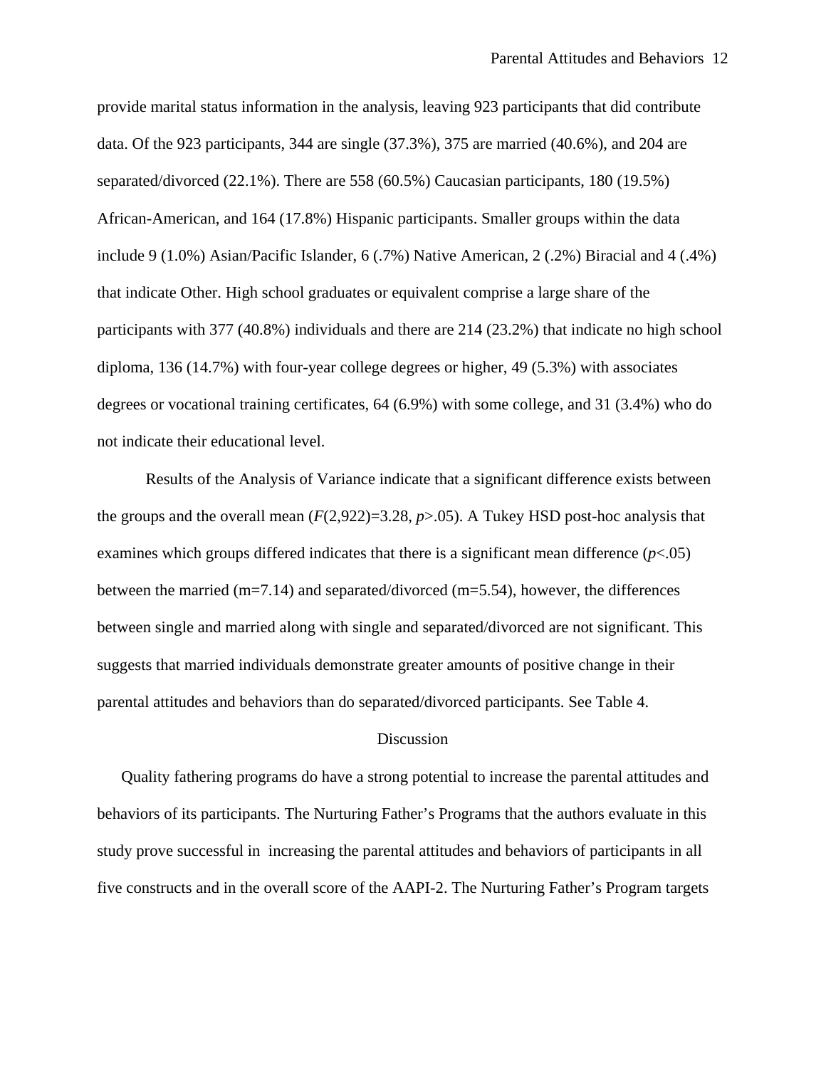provide marital status information in the analysis, leaving 923 participants that did contribute data. Of the 923 participants, 344 are single (37.3%), 375 are married (40.6%), and 204 are separated/divorced (22.1%). There are 558 (60.5%) Caucasian participants, 180 (19.5%) African-American, and 164 (17.8%) Hispanic participants. Smaller groups within the data include 9 (1.0%) Asian/Pacific Islander, 6 (.7%) Native American, 2 (.2%) Biracial and 4 (.4%) that indicate Other. High school graduates or equivalent comprise a large share of the participants with 377 (40.8%) individuals and there are 214 (23.2%) that indicate no high school diploma, 136 (14.7%) with four-year college degrees or higher, 49 (5.3%) with associates degrees or vocational training certificates, 64 (6.9%) with some college, and 31 (3.4%) who do not indicate their educational level.

Results of the Analysis of Variance indicate that a significant difference exists between the groups and the overall mean ($F(2,922)=3.28$, $p>.05$). A Tukey HSD post-hoc analysis that examines which groups differed indicates that there is a significant mean difference ($p<.05$) between the married (m=7.14) and separated/divorced (m=5.54), however, the differences between single and married along with single and separated/divorced are not significant. This suggests that married individuals demonstrate greater amounts of positive change in their parental attitudes and behaviors than do separated/divorced participants. See Table 4.

## Discussion

Quality fathering programs do have a strong potential to increase the parental attitudes and behaviors of its participants. The Nurturing Father's Programs that the authors evaluate in this study prove successful in increasing the parental attitudes and behaviors of participants in all five constructs and in the overall score of the AAPI-2. The Nurturing Father's Program targets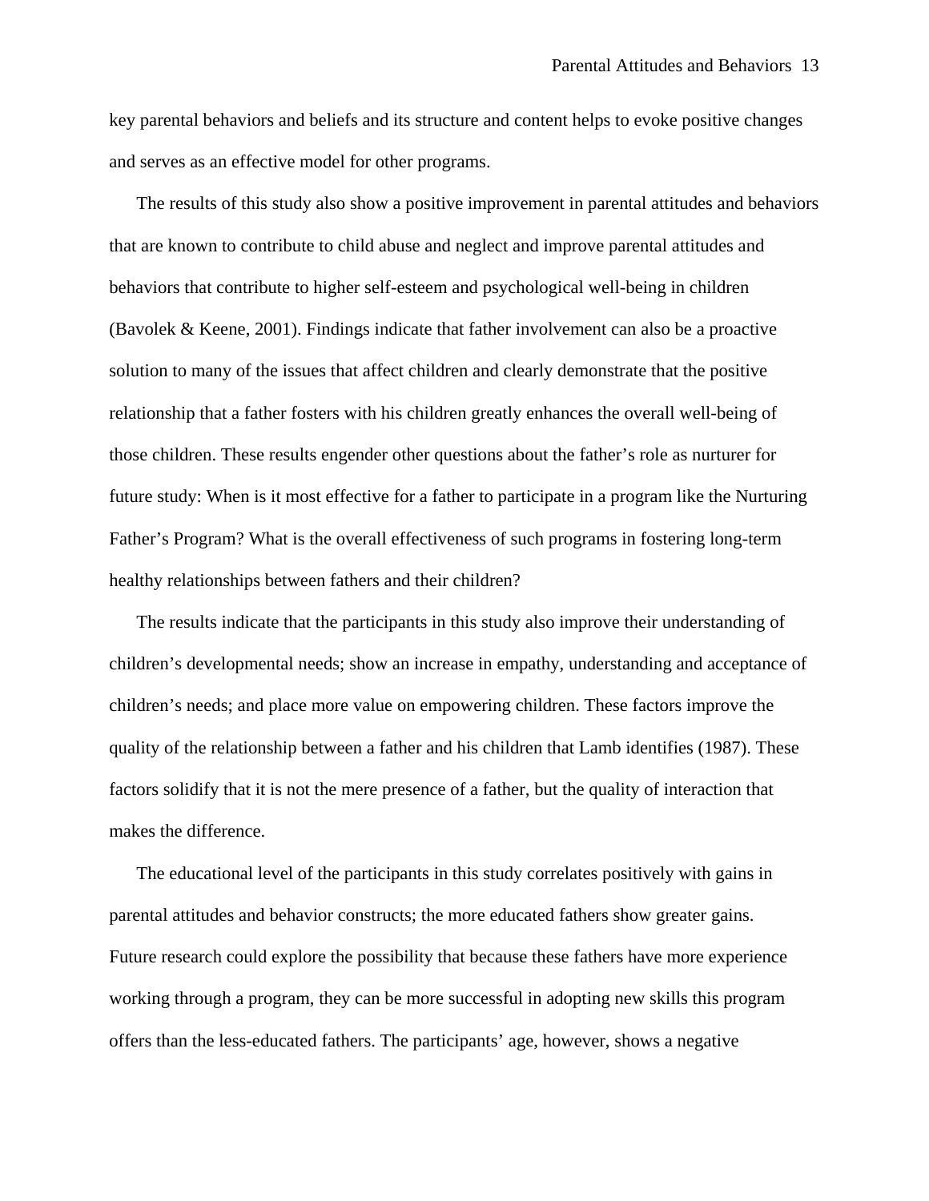key parental behaviors and beliefs and its structure and content helps to evoke positive changes and serves as an effective model for other programs.

The results of this study also show a positive improvement in parental attitudes and behaviors that are known to contribute to child abuse and neglect and improve parental attitudes and behaviors that contribute to higher self-esteem and psychological well-being in children (Bavolek & Keene, 2001). Findings indicate that father involvement can also be a proactive solution to many of the issues that affect children and clearly demonstrate that the positive relationship that a father fosters with his children greatly enhances the overall well-being of those children. These results engender other questions about the father's role as nurturer for future study: When is it most effective for a father to participate in a program like the Nurturing Father's Program? What is the overall effectiveness of such programs in fostering long-term healthy relationships between fathers and their children?

The results indicate that the participants in this study also improve their understanding of children's developmental needs; show an increase in empathy, understanding and acceptance of children's needs; and place more value on empowering children. These factors improve the quality of the relationship between a father and his children that Lamb identifies (1987). These factors solidify that it is not the mere presence of a father, but the quality of interaction that makes the difference.

The educational level of the participants in this study correlates positively with gains in parental attitudes and behavior constructs; the more educated fathers show greater gains. Future research could explore the possibility that because these fathers have more experience working through a program, they can be more successful in adopting new skills this program offers than the less-educated fathers. The participants' age, however, shows a negative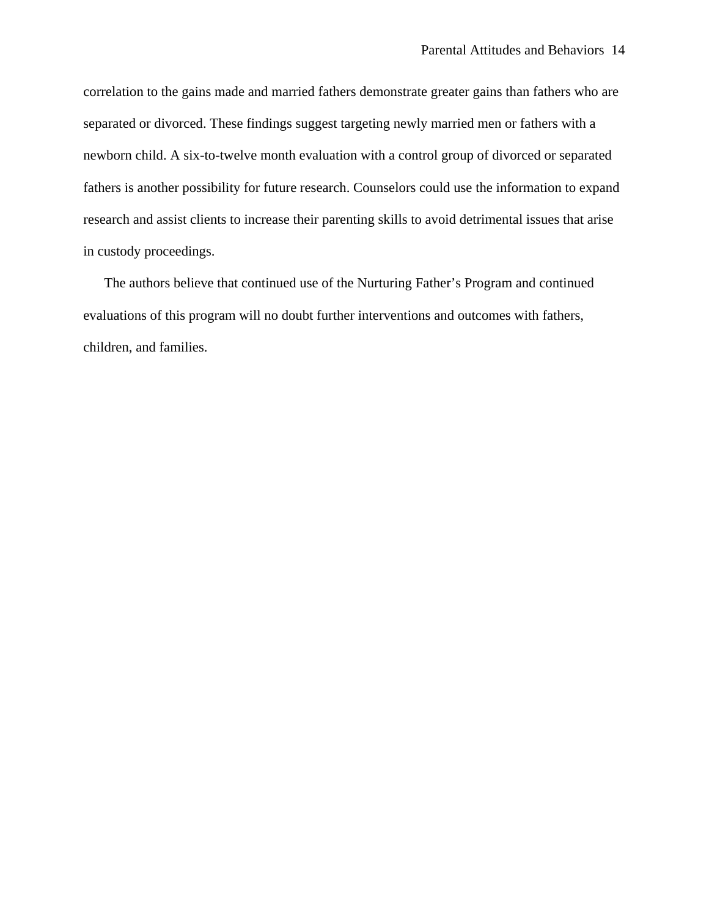correlation to the gains made and married fathers demonstrate greater gains than fathers who are separated or divorced. These findings suggest targeting newly married men or fathers with a newborn child. A six-to-twelve month evaluation with a control group of divorced or separated fathers is another possibility for future research. Counselors could use the information to expand research and assist clients to increase their parenting skills to avoid detrimental issues that arise in custody proceedings.

The authors believe that continued use of the Nurturing Father's Program and continued evaluations of this program will no doubt further interventions and outcomes with fathers, children, and families.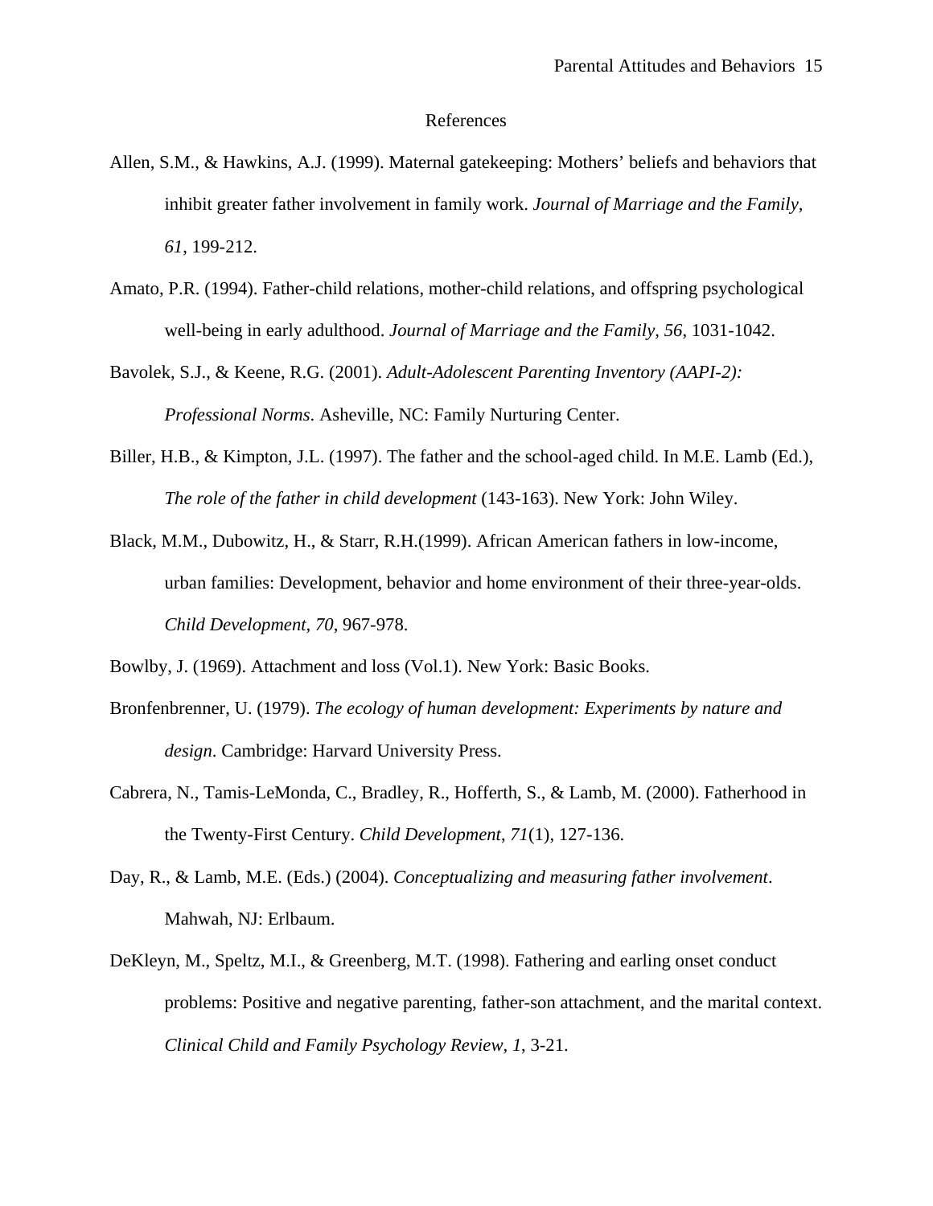# References

Allen, S.M., & Hawkins, A.J. (1999). Maternal gatekeeping: Mothers' beliefs and behaviors that inhibit greater father involvement in family work. *Journal of Marriage and the Family, 61*, 199-212.

Amato, P.R. (1994). Father-child relations, mother-child relations, and offspring psychological well-being in early adulthood. *Journal of Marriage and the Family, 56*, 1031-1042.

Bavolek, S.J., & Keene, R.G. (2001). *Adult-Adolescent Parenting Inventory (AAPI-2): Professional Norms*. Asheville, NC: Family Nurturing Center.

Biller, H.B., & Kimpton, J.L. (1997). The father and the school-aged child. In M.E. Lamb (Ed.), *The role of the father in child development* (143-163). New York: John Wiley.

Black, M.M., Dubowitz, H., & Starr, R.H.(1999). African American fathers in low-income, urban families: Development, behavior and home environment of their three-year-olds. *Child Development, 70*, 967-978.

Bowlby, J. (1969). Attachment and loss (Vol.1). New York: Basic Books.

Bronfenbrenner, U. (1979). *The ecology of human development: Experiments by nature and design*. Cambridge: Harvard University Press.

Cabrera, N., Tamis-LeMonda, C., Bradley, R., Hofferth, S., & Lamb, M. (2000). Fatherhood in the Twenty-First Century. *Child Development*, *71*(1), 127-136.

Day, R., & Lamb, M.E. (Eds.) (2004). *Conceptualizing and measuring father involvement*. Mahwah, NJ: Erlbaum.

DeKleyn, M., Speltz, M.I., & Greenberg, M.T. (1998). Fathering and earling onset conduct problems: Positive and negative parenting, father-son attachment, and the marital context. *Clinical Child and Family Psychology Review, 1*, 3-21.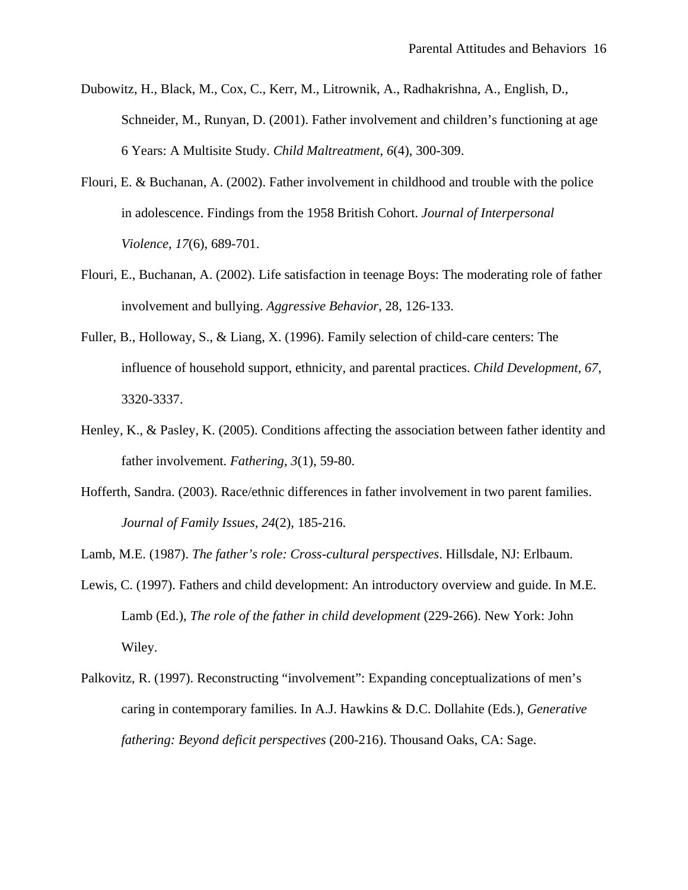Dubowitz, H., Black, M., Cox, C., Kerr, M., Litrownik, A., Radhakrishna, A., English, D., Schneider, M., Runyan, D. (2001). Father involvement and children's functioning at age 6 Years: A Multisite Study. *Child Maltreatment*, *6*(4), 300-309.

Flouri, E. & Buchanan, A. (2002). Father involvement in childhood and trouble with the police in adolescence. Findings from the 1958 British Cohort. *Journal of Interpersonal Violence, 17*(6), 689-701.

Flouri, E., Buchanan, A. (2002). Life satisfaction in teenage Boys: The moderating role of father involvement and bullying. *Aggressive Behavior*, 28, 126-133.

Fuller, B., Holloway, S., & Liang, X. (1996). Family selection of child-care centers: The influence of household support, ethnicity, and parental practices. *Child Development, 67*, 3320-3337.

Henley, K., & Pasley, K. (2005). Conditions affecting the association between father identity and father involvement. *Fathering, 3*(1), 59-80.

Hofferth, Sandra. (2003). Race/ethnic differences in father involvement in two parent families. *Journal of Family Issues*, *24*(2), 185-216.

Lamb, M.E. (1987). *The father's role: Cross-cultural perspectives*. Hillsdale, NJ: Erlbaum.

Lewis, C. (1997). Fathers and child development: An introductory overview and guide. In M.E. Lamb (Ed.), *The role of the father in child development* (229-266). New York: John Wiley.

Palkovitz, R. (1997). Reconstructing "involvement": Expanding conceptualizations of men's caring in contemporary families. In A.J. Hawkins & D.C. Dollahite (Eds.), *Generative fathering: Beyond deficit perspectives* (200-216). Thousand Oaks, CA: Sage.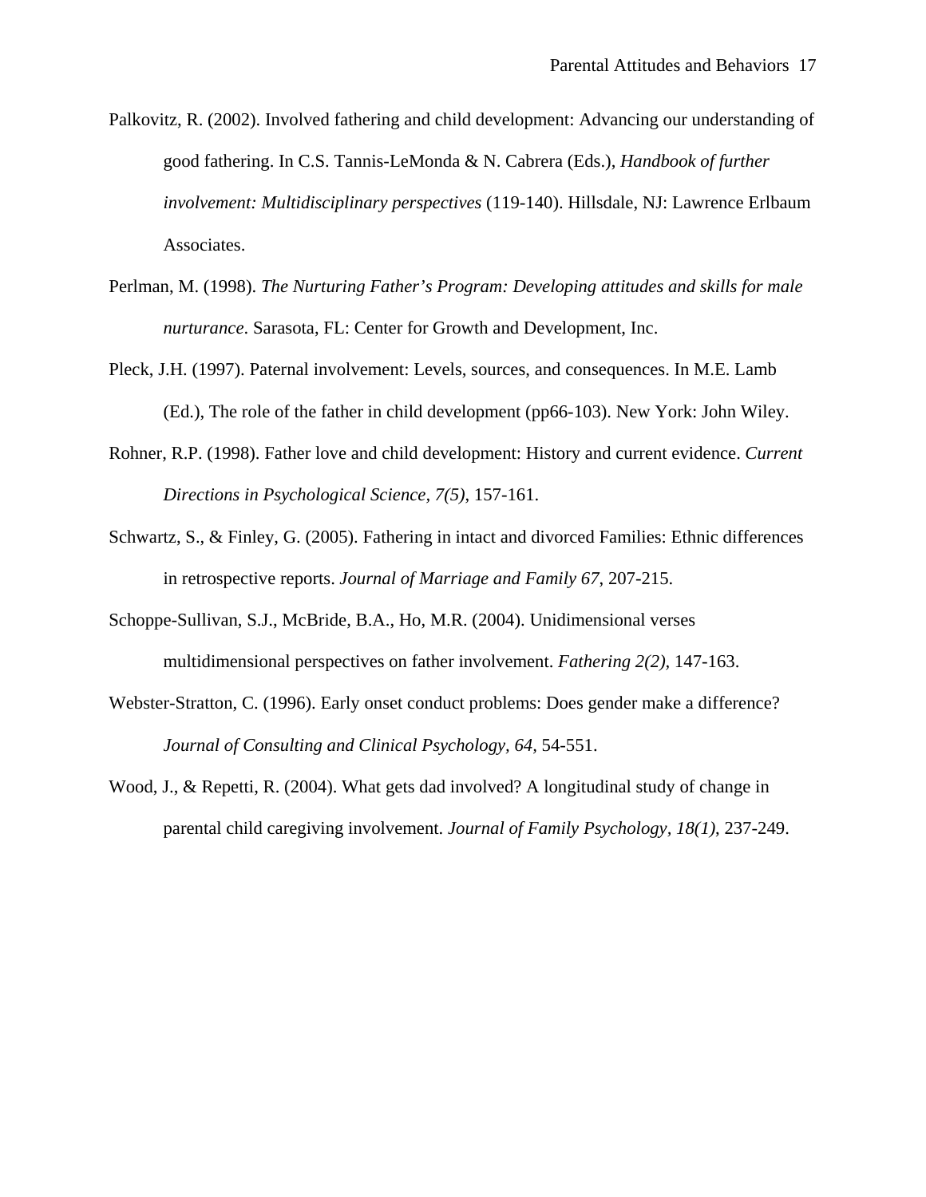Palkovitz, R. (2002). Involved fathering and child development: Advancing our understanding of good fathering. In C.S. Tannis-LeMonda & N. Cabrera (Eds.), *Handbook of further involvement: Multidisciplinary perspectives* (119-140). Hillsdale, NJ: Lawrence Erlbaum Associates.

Perlman, M. (1998). *The Nurturing Father's Program: Developing attitudes and skills for male nurturance*. Sarasota, FL: Center for Growth and Development, Inc.

Pleck, J.H. (1997). Paternal involvement: Levels, sources, and consequences. In M.E. Lamb (Ed.), The role of the father in child development (pp66-103). New York: John Wiley.

Rohner, R.P. (1998). Father love and child development: History and current evidence. *Current Directions in Psychological Science, 7(5)*, 157-161.

Schwartz, S., & Finley, G. (2005). Fathering in intact and divorced Families: Ethnic differences in retrospective reports. *Journal of Marriage and Family 67*, 207-215.

Schoppe-Sullivan, S.J., McBride, B.A., Ho, M.R. (2004). Unidimensional verses multidimensional perspectives on father involvement. *Fathering 2(2)*, 147-163.

Webster-Stratton, C. (1996). Early onset conduct problems: Does gender make a difference? *Journal of Consulting and Clinical Psychology, 64*, 54-551.

Wood, J., & Repetti, R. (2004). What gets dad involved? A longitudinal study of change in parental child caregiving involvement. *Journal of Family Psychology, 18(1)*, 237-249.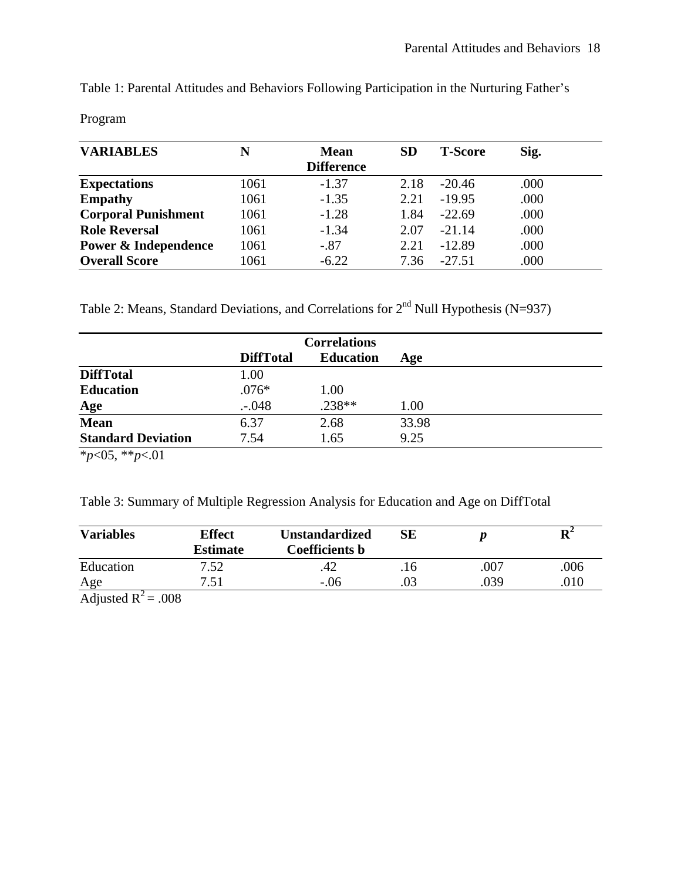Table 1: Parental Attitudes and Behaviors Following Participation in the Nurturing Father's Program

| VARIABLES | N | Mean Difference | SD | T-Score | Sig. |
|---|---|---|---|---|---|
| **Expectations** | 1061 | -1.37 | 2.18 | -20.46 | .000 |
| **Empathy** | 1061 | -1.35 | 2.21 | -19.95 | .000 |
| **Corporal Punishment** | 1061 | -1.28 | 1.84 | -22.69 | .000 |
| **Role Reversal** | 1061 | -1.34 | 2.07 | -21.14 | .000 |
| **Power & Independence** | 1061 | -.87 | 2.21 | -12.89 | .000 |
| **Overall Score** | 1061 | -6.22 | 7.36 | -27.51 | .000 |

Table 2: Means, Standard Deviations, and Correlations for 2nd Null Hypothesis (N=937)

| | Correlations | | |
|---|---|---|---|
| | **DiffTotal** | **Education** | **Age** |
| **DiffTotal** | 1.00 | | |
| **Education** | .076* | 1.00 | |
| **Age** | .-.048 | .238** | 1.00 |
| **Mean** | 6.37 | 2.68 | 33.98 |
| **Standard Deviation** | 7.54 | 1.65 | 9.25 |

\*$p$<05, \*\*$p$<.01

Table 3: Summary of Multiple Regression Analysis for Education and Age on DiffTotal

| Variables | Effect Estimate | Unstandardized Coefficients b | SE | $p$ | $R^2$ |
|---|---|---|---|---|---|
| Education | 7.52 | .42 | .16 | .007 | .006 |
| Age | 7.51 | -.06 | .03 | .039 | .010 |

Adjusted $R^2$ = .008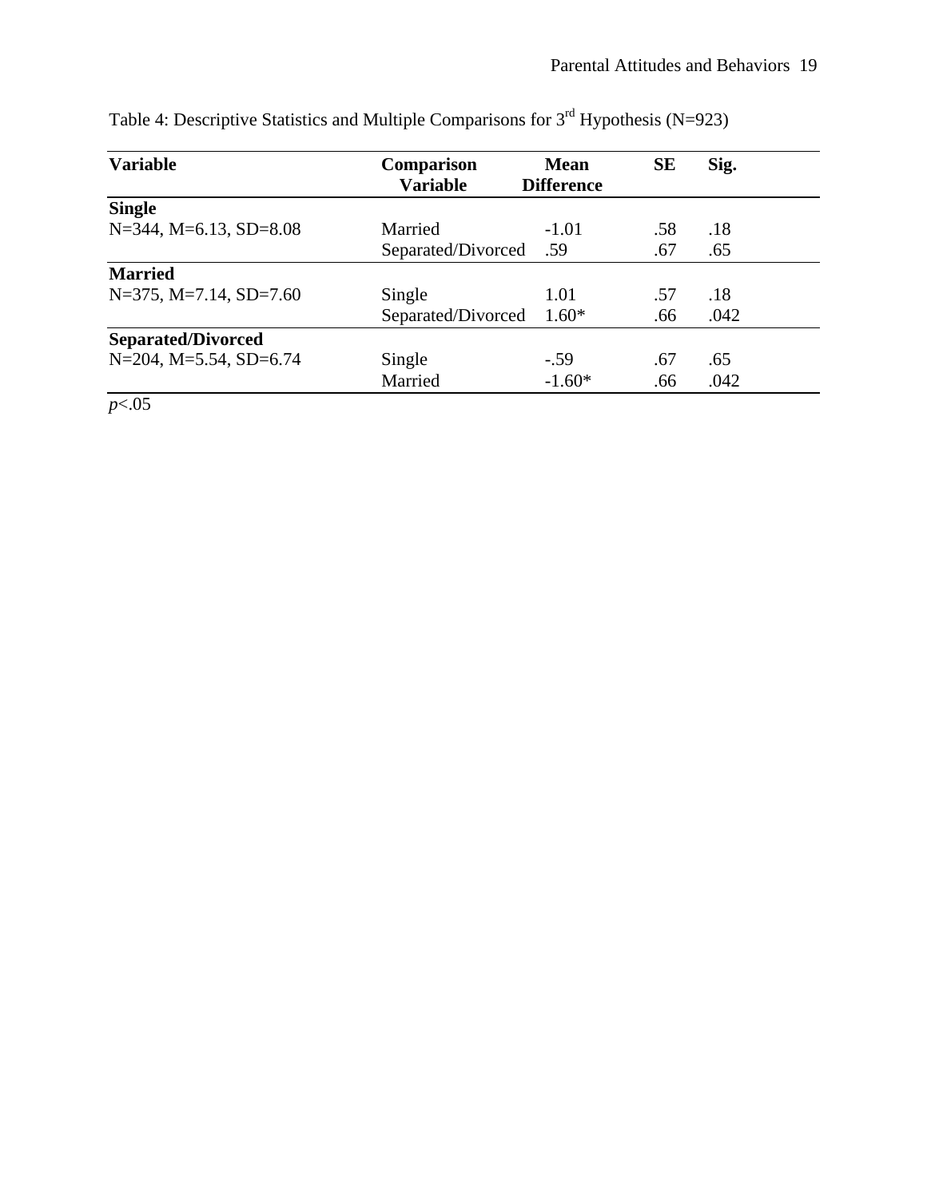Table 4: Descriptive Statistics and Multiple Comparisons for 3rd Hypothesis (N=923)

| **Variable** | **Comparison Variable** | **Mean Difference** | **SE** | **Sig.** |
|---|---|---|---|---|
| **Single** | | | | |
| N=344, M=6.13, SD=8.08 | Married | -1.01 | .58 | .18 |
| | Separated/Divorced | .59 | .67 | .65 |
| **Married** | | | | |
| N=375, M=7.14, SD=7.60 | Single | 1.01 | .57 | .18 |
| | Separated/Divorced | 1.60* | .66 | .042 |
| **Separated/Divorced** | | | | |
| N=204, M=5.54, SD=6.74 | Single | -.59 | .67 | .65 |
| | Married | -1.60* | .66 | .042 |

$p<.05$